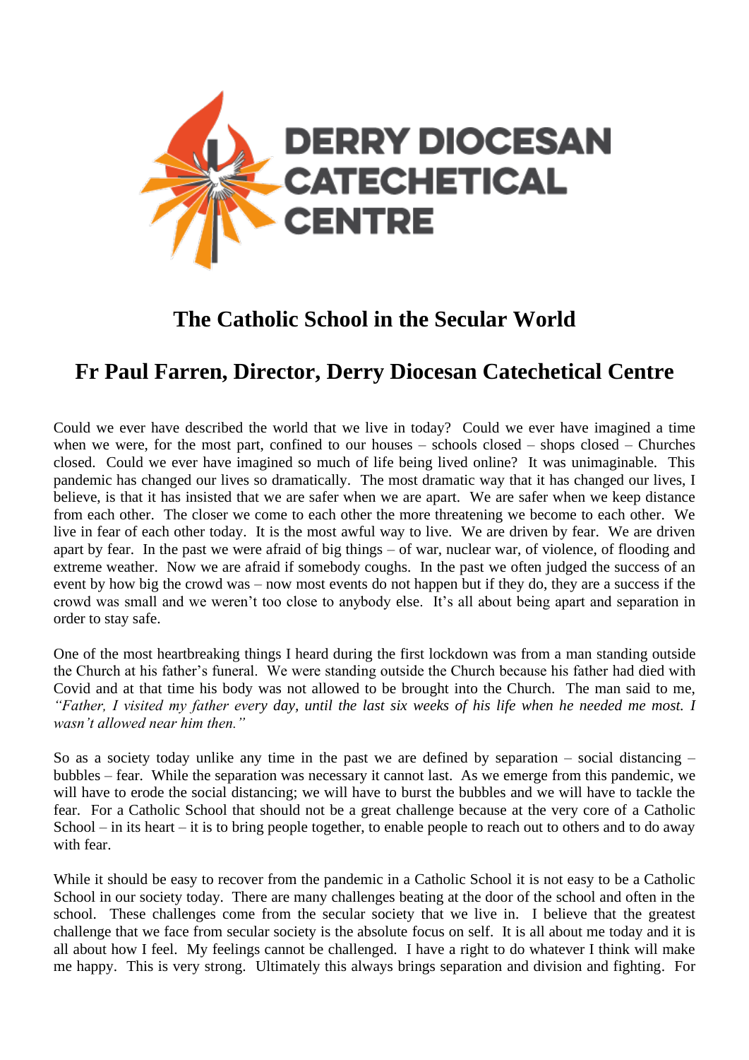DERRY DIOCESAN CATECHETICAL CENTRE

# The Catholic School in the Secular World

## Fr Paul Farren, Director, Derry Diocesan Catechetical Centre

Could we ever have described the world that we live in today? Could we ever have imagined a time when we were, for the most part, confined to our houses – schools closed – shops closed – Churches closed. Could we ever have imagined so much of life being lived online? It was unimaginable. This pandemic has changed our lives so dramatically. The most dramatic way that it has changed our lives, I believe, is that it has insisted that we are safer when we are apart. We are safer when we keep distance from each other. The closer we come to each other the more threatening we become to each other. We live in fear of each other today. It is the most awful way to live. We are driven by fear. We are driven apart by fear. In the past we were afraid of big things – of war, nuclear war, of violence, of flooding and extreme weather. Now we are afraid if somebody coughs. In the past we often judged the success of an event by how big the crowd was – now most events do not happen but if they do, they are a success if the crowd was small and we weren't too close to anybody else. It's all about being apart and separation in order to stay safe.

One of the most heartbreaking things I heard during the first lockdown was from a man standing outside the Church at his father's funeral. We were standing outside the Church because his father had died with Covid and at that time his body was not allowed to be brought into the Church. The man said to me, *"Father, I visited my father every day, until the last six weeks of his life when he needed me most. I wasn't allowed near him then."*

So as a society today unlike any time in the past we are defined by separation – social distancing – bubbles – fear. While the separation was necessary it cannot last. As we emerge from this pandemic, we will have to erode the social distancing; we will have to burst the bubbles and we will have to tackle the fear. For a Catholic School that should not be a great challenge because at the very core of a Catholic School – in its heart – it is to bring people together, to enable people to reach out to others and to do away with fear.

While it should be easy to recover from the pandemic in a Catholic School it is not easy to be a Catholic School in our society today. There are many challenges beating at the door of the school and often in the school. These challenges come from the secular society that we live in. I believe that the greatest challenge that we face from secular society is the absolute focus on self. It is all about me today and it is all about how I feel. My feelings cannot be challenged. I have a right to do whatever I think will make me happy. This is very strong. Ultimately this always brings separation and division and fighting. For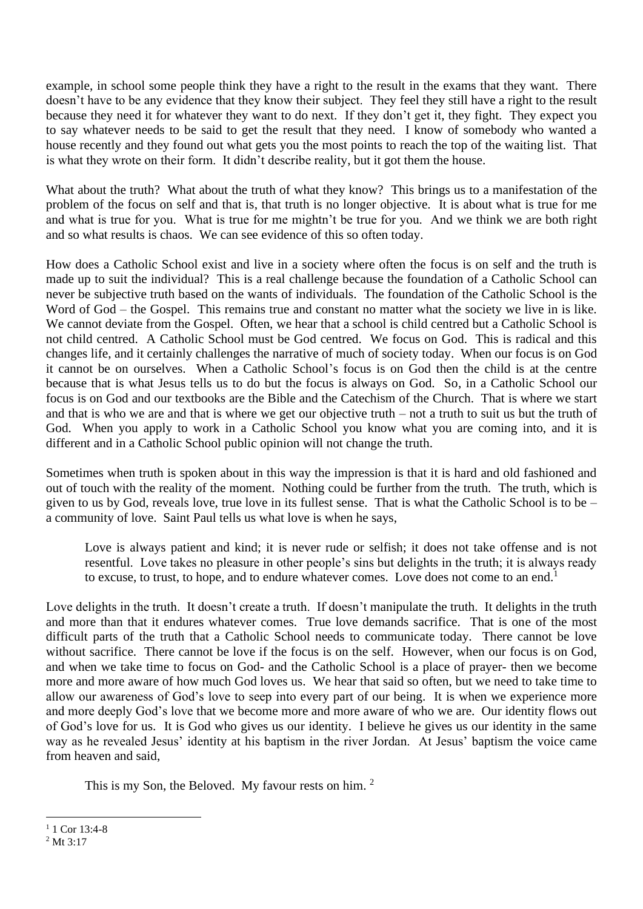example, in school some people think they have a right to the result in the exams that they want. There doesn't have to be any evidence that they know their subject. They feel they still have a right to the result because they need it for whatever they want to do next. If they don't get it, they fight. They expect you to say whatever needs to be said to get the result that they need. I know of somebody who wanted a house recently and they found out what gets you the most points to reach the top of the waiting list. That is what they wrote on their form. It didn't describe reality, but it got them the house.

What about the truth? What about the truth of what they know? This brings us to a manifestation of the problem of the focus on self and that is, that truth is no longer objective. It is about what is true for me and what is true for you. What is true for me mightn't be true for you. And we think we are both right and so what results is chaos. We can see evidence of this so often today.

How does a Catholic School exist and live in a society where often the focus is on self and the truth is made up to suit the individual? This is a real challenge because the foundation of a Catholic School can never be subjective truth based on the wants of individuals. The foundation of the Catholic School is the Word of God – the Gospel. This remains true and constant no matter what the society we live in is like. We cannot deviate from the Gospel. Often, we hear that a school is child centred but a Catholic School is not child centred. A Catholic School must be God centred. We focus on God. This is radical and this changes life, and it certainly challenges the narrative of much of society today. When our focus is on God it cannot be on ourselves. When a Catholic School's focus is on God then the child is at the centre because that is what Jesus tells us to do but the focus is always on God. So, in a Catholic School our focus is on God and our textbooks are the Bible and the Catechism of the Church. That is where we start and that is who we are and that is where we get our objective truth – not a truth to suit us but the truth of God. When you apply to work in a Catholic School you know what you are coming into, and it is different and in a Catholic School public opinion will not change the truth.

Sometimes when truth is spoken about in this way the impression is that it is hard and old fashioned and out of touch with the reality of the moment. Nothing could be further from the truth. The truth, which is given to us by God, reveals love, true love in its fullest sense. That is what the Catholic School is to be – a community of love. Saint Paul tells us what love is when he says,

> Love is always patient and kind; it is never rude or selfish; it does not take offense and is not resentful. Love takes no pleasure in other people's sins but delights in the truth; it is always ready to excuse, to trust, to hope, and to endure whatever comes. Love does not come to an end.[1]

Love delights in the truth. It doesn't create a truth. If doesn't manipulate the truth. It delights in the truth and more than that it endures whatever comes. True love demands sacrifice. That is one of the most difficult parts of the truth that a Catholic School needs to communicate today. There cannot be love without sacrifice. There cannot be love if the focus is on the self. However, when our focus is on God, and when we take time to focus on God- and the Catholic School is a place of prayer- then we become more and more aware of how much God loves us. We hear that said so often, but we need to take time to allow our awareness of God's love to seep into every part of our being. It is when we experience more and more deeply God's love that we become more and more aware of who we are. Our identity flows out of God's love for us. It is God who gives us our identity. I believe he gives us our identity in the same way as he revealed Jesus' identity at his baptism in the river Jordan. At Jesus' baptism the voice came from heaven and said,

> This is my Son, the Beloved. My favour rests on him. [2]

---

[1] 1 Cor 13:4-8

[2] Mt 3:17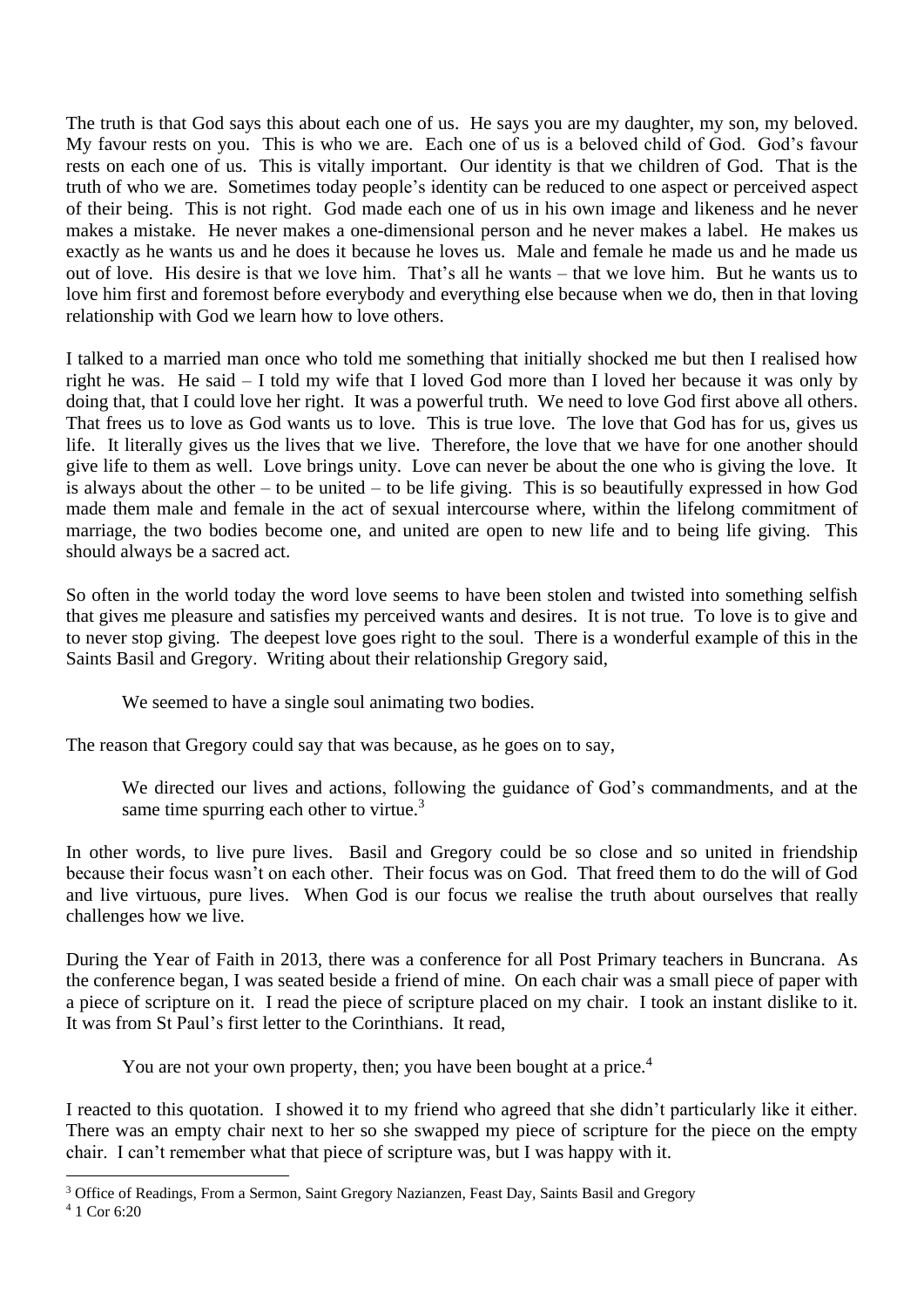The truth is that God says this about each one of us. He says you are my daughter, my son, my beloved. My favour rests on you. This is who we are. Each one of us is a beloved child of God. God's favour rests on each one of us. This is vitally important. Our identity is that we children of God. That is the truth of who we are. Sometimes today people's identity can be reduced to one aspect or perceived aspect of their being. This is not right. God made each one of us in his own image and likeness and he never makes a mistake. He never makes a one-dimensional person and he never makes a label. He makes us exactly as he wants us and he does it because he loves us. Male and female he made us and he made us out of love. His desire is that we love him. That's all he wants – that we love him. But he wants us to love him first and foremost before everybody and everything else because when we do, then in that loving relationship with God we learn how to love others.

I talked to a married man once who told me something that initially shocked me but then I realised how right he was. He said – I told my wife that I loved God more than I loved her because it was only by doing that, that I could love her right. It was a powerful truth. We need to love God first above all others. That frees us to love as God wants us to love. This is true love. The love that God has for us, gives us life. It literally gives us the lives that we live. Therefore, the love that we have for one another should give life to them as well. Love brings unity. Love can never be about the one who is giving the love. It is always about the other – to be united – to be life giving. This is so beautifully expressed in how God made them male and female in the act of sexual intercourse where, within the lifelong commitment of marriage, the two bodies become one, and united are open to new life and to being life giving. This should always be a sacred act.

So often in the world today the word love seems to have been stolen and twisted into something selfish that gives me pleasure and satisfies my perceived wants and desires. It is not true. To love is to give and to never stop giving. The deepest love goes right to the soul. There is a wonderful example of this in the Saints Basil and Gregory. Writing about their relationship Gregory said,

> We seemed to have a single soul animating two bodies.

The reason that Gregory could say that was because, as he goes on to say,

> We directed our lives and actions, following the guidance of God's commandments, and at the same time spurring each other to virtue.[3]

In other words, to live pure lives. Basil and Gregory could be so close and so united in friendship because their focus wasn't on each other. Their focus was on God. That freed them to do the will of God and live virtuous, pure lives. When God is our focus we realise the truth about ourselves that really challenges how we live.

During the Year of Faith in 2013, there was a conference for all Post Primary teachers in Buncrana. As the conference began, I was seated beside a friend of mine. On each chair was a small piece of paper with a piece of scripture on it. I read the piece of scripture placed on my chair. I took an instant dislike to it. It was from St Paul's first letter to the Corinthians. It read,

> You are not your own property, then; you have been bought at a price.[4]

I reacted to this quotation. I showed it to my friend who agreed that she didn't particularly like it either. There was an empty chair next to her so she swapped my piece of scripture for the piece on the empty chair. I can't remember what that piece of scripture was, but I was happy with it.

---

[3] Office of Readings, From a Sermon, Saint Gregory Nazianzen, Feast Day, Saints Basil and Gregory

[4] 1 Cor 6:20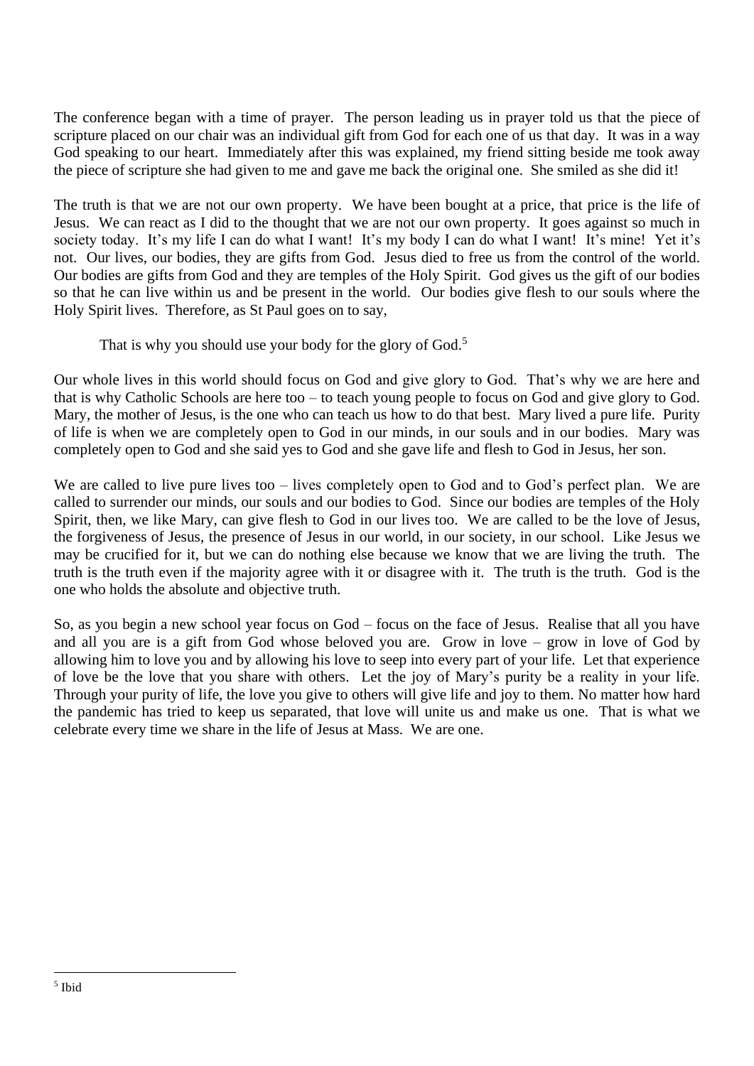The conference began with a time of prayer. The person leading us in prayer told us that the piece of scripture placed on our chair was an individual gift from God for each one of us that day. It was in a way God speaking to our heart. Immediately after this was explained, my friend sitting beside me took away the piece of scripture she had given to me and gave me back the original one. She smiled as she did it!

The truth is that we are not our own property. We have been bought at a price, that price is the life of Jesus. We can react as I did to the thought that we are not our own property. It goes against so much in society today. It's my life I can do what I want! It's my body I can do what I want! It's mine! Yet it's not. Our lives, our bodies, they are gifts from God. Jesus died to free us from the control of the world. Our bodies are gifts from God and they are temples of the Holy Spirit. God gives us the gift of our bodies so that he can live within us and be present in the world. Our bodies give flesh to our souls where the Holy Spirit lives. Therefore, as St Paul goes on to say,

> That is why you should use your body for the glory of God.[5]

Our whole lives in this world should focus on God and give glory to God. That's why we are here and that is why Catholic Schools are here too – to teach young people to focus on God and give glory to God. Mary, the mother of Jesus, is the one who can teach us how to do that best. Mary lived a pure life. Purity of life is when we are completely open to God in our minds, in our souls and in our bodies. Mary was completely open to God and she said yes to God and she gave life and flesh to God in Jesus, her son.

We are called to live pure lives too – lives completely open to God and to God's perfect plan. We are called to surrender our minds, our souls and our bodies to God. Since our bodies are temples of the Holy Spirit, then, we like Mary, can give flesh to God in our lives too. We are called to be the love of Jesus, the forgiveness of Jesus, the presence of Jesus in our world, in our society, in our school. Like Jesus we may be crucified for it, but we can do nothing else because we know that we are living the truth. The truth is the truth even if the majority agree with it or disagree with it. The truth is the truth. God is the one who holds the absolute and objective truth.

So, as you begin a new school year focus on God – focus on the face of Jesus. Realise that all you have and all you are is a gift from God whose beloved you are. Grow in love – grow in love of God by allowing him to love you and by allowing his love to seep into every part of your life. Let that experience of love be the love that you share with others. Let the joy of Mary's purity be a reality in your life. Through your purity of life, the love you give to others will give life and joy to them. No matter how hard the pandemic has tried to keep us separated, that love will unite us and make us one. That is what we celebrate every time we share in the life of Jesus at Mass. We are one.

---

[5] Ibid